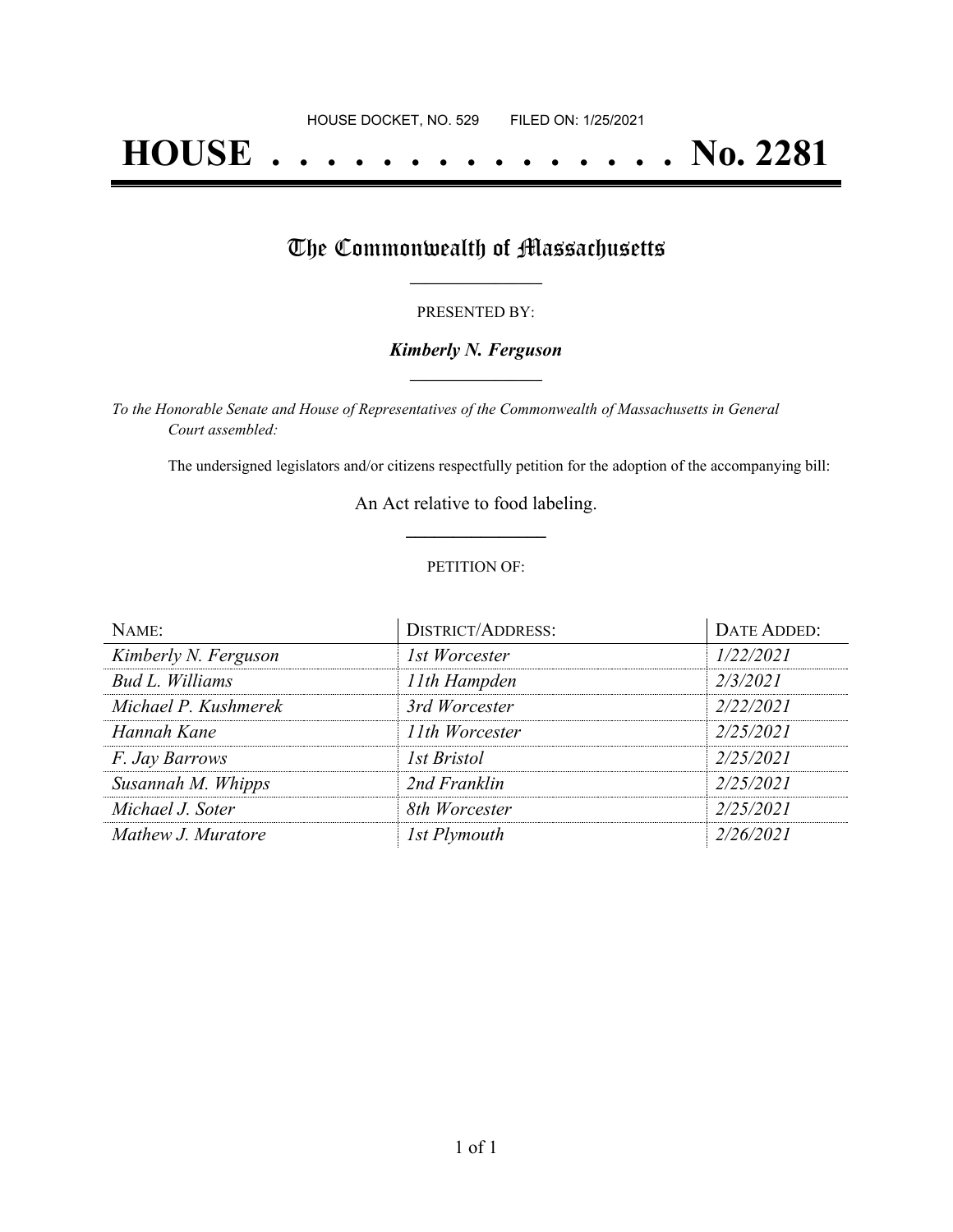HOUSE DOCKET, NO. 529        FILED ON: 1/25/2021

# HOUSE . . . . . . . . . . . . . . . No. 2281

## The Commonwealth of Massachusetts

PRESENTED BY:

***Kimberly N. Ferguson***

*To the Honorable Senate and House of Representatives of the Commonwealth of Massachusetts in General Court assembled:*

The undersigned legislators and/or citizens respectfully petition for the adoption of the accompanying bill:

An Act relative to food labeling.

PETITION OF:

| NAME: | DISTRICT/ADDRESS: | DATE ADDED: |
| --- | --- | --- |
| *Kimberly N. Ferguson* | *1st Worcester* | *1/22/2021* |
| *Bud L. Williams* | *11th Hampden* | *2/3/2021* |
| *Michael P. Kushmerek* | *3rd Worcester* | *2/22/2021* |
| *Hannah Kane* | *11th Worcester* | *2/25/2021* |
| *F. Jay Barrows* | *1st Bristol* | *2/25/2021* |
| *Susannah M. Whipps* | *2nd Franklin* | *2/25/2021* |
| *Michael J. Soter* | *8th Worcester* | *2/25/2021* |
| *Mathew J. Muratore* | *1st Plymouth* | *2/26/2021* |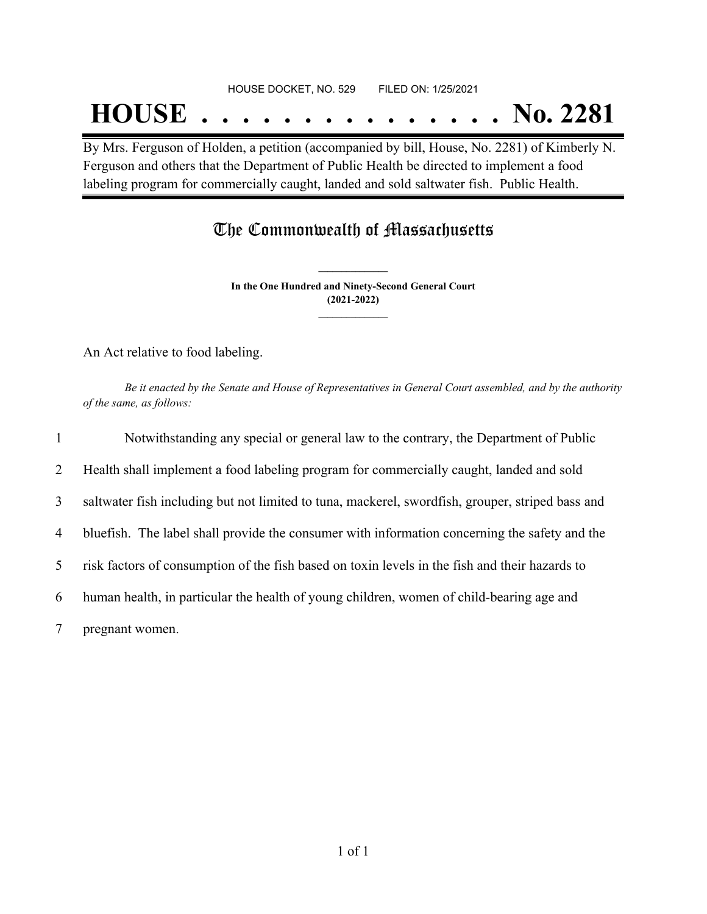HOUSE DOCKET, NO. 529 FILED ON: 1/25/2021

# HOUSE . . . . . . . . . . . . . . . No. 2281

By Mrs. Ferguson of Holden, a petition (accompanied by bill, House, No. 2281) of Kimberly N. Ferguson and others that the Department of Public Health be directed to implement a food labeling program for commercially caught, landed and sold saltwater fish. Public Health.

## The Commonwealth of Massachusetts

**In the One Hundred and Ninety-Second General Court**
**(2021-2022)**

An Act relative to food labeling.

*Be it enacted by the Senate and House of Representatives in General Court assembled, and by the authority of the same, as follows:*

1 Notwithstanding any special or general law to the contrary, the Department of Public
2 Health shall implement a food labeling program for commercially caught, landed and sold
3 saltwater fish including but not limited to tuna, mackerel, swordfish, grouper, striped bass and
4 bluefish. The label shall provide the consumer with information concerning the safety and the
5 risk factors of consumption of the fish based on toxin levels in the fish and their hazards to
6 human health, in particular the health of young children, women of child-bearing age and
7 pregnant women.